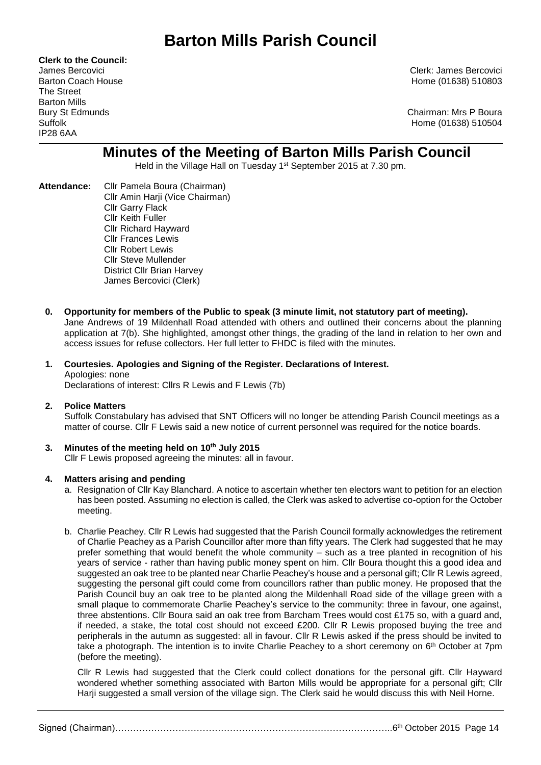# Barton Mills Parish Council

**Clerk to the Council:**
James Bercovici
Barton Coach House
The Street
Barton Mills
Bury St Edmunds
Suffolk
IP28 6AA

Clerk: James Bercovici
Home (01638) 510803

Chairman: Mrs P Boura
Home (01638) 510504

## Minutes of the Meeting of Barton Mills Parish Council

Held in the Village Hall on Tuesday 1st September 2015 at 7.30 pm.

**Attendance:** Cllr Pamela Boura (Chairman)
Cllr Amin Harji (Vice Chairman)
Cllr Garry Flack
Cllr Keith Fuller
Cllr Richard Hayward
Cllr Frances Lewis
Cllr Robert Lewis
Cllr Steve Mullender
District Cllr Brian Harvey
James Bercovici (Clerk)

**0. Opportunity for members of the Public to speak (3 minute limit, not statutory part of meeting).**
Jane Andrews of 19 Mildenhall Road attended with others and outlined their concerns about the planning application at 7(b). She highlighted, amongst other things, the grading of the land in relation to her own and access issues for refuse collectors. Her full letter to FHDC is filed with the minutes.

**1. Courtesies. Apologies and Signing of the Register. Declarations of Interest.**
Apologies: none
Declarations of interest: Cllrs R Lewis and F Lewis (7b)

**2. Police Matters**
Suffolk Constabulary has advised that SNT Officers will no longer be attending Parish Council meetings as a matter of course. Cllr F Lewis said a new notice of current personnel was required for the notice boards.

**3. Minutes of the meeting held on 10th July 2015**
Cllr F Lewis proposed agreeing the minutes: all in favour.

**4. Matters arising and pending**

a. Resignation of Cllr Kay Blanchard. A notice to ascertain whether ten electors want to petition for an election has been posted. Assuming no election is called, the Clerk was asked to advertise co-option for the October meeting.

b. Charlie Peachey. Cllr R Lewis had suggested that the Parish Council formally acknowledges the retirement of Charlie Peachey as a Parish Councillor after more than fifty years. The Clerk had suggested that he may prefer something that would benefit the whole community – such as a tree planted in recognition of his years of service - rather than having public money spent on him. Cllr Boura thought this a good idea and suggested an oak tree to be planted near Charlie Peachey's house and a personal gift; Cllr R Lewis agreed, suggesting the personal gift could come from councillors rather than public money. He proposed that the Parish Council buy an oak tree to be planted along the Mildenhall Road side of the village green with a small plaque to commemorate Charlie Peachey's service to the community: three in favour, one against, three abstentions. Cllr Boura said an oak tree from Barcham Trees would cost £175 so, with a guard and, if needed, a stake, the total cost should not exceed £200. Cllr R Lewis proposed buying the tree and peripherals in the autumn as suggested: all in favour. Cllr R Lewis asked if the press should be invited to take a photograph. The intention is to invite Charlie Peachey to a short ceremony on 6th October at 7pm (before the meeting).

Cllr R Lewis had suggested that the Clerk could collect donations for the personal gift. Cllr Hayward wondered whether something associated with Barton Mills would be appropriate for a personal gift; Cllr Harji suggested a small version of the village sign. The Clerk said he would discuss this with Neil Horne.

Signed (Chairman)………………………………………………………………………………..6th October 2015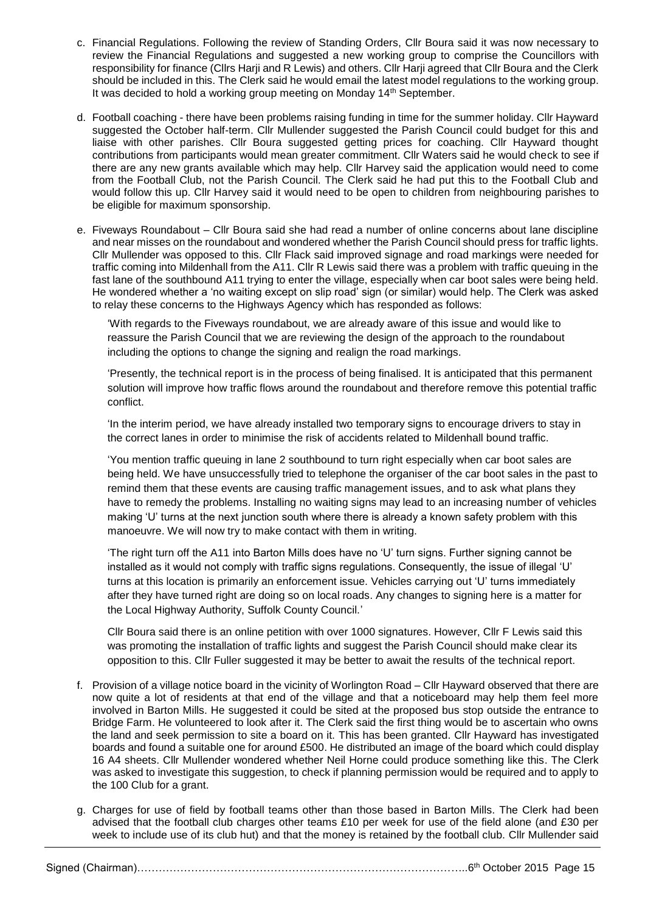c. Financial Regulations. Following the review of Standing Orders, Cllr Boura said it was now necessary to review the Financial Regulations and suggested a new working group to comprise the Councillors with responsibility for finance (Cllrs Harji and R Lewis) and others. Cllr Harji agreed that Cllr Boura and the Clerk should be included in this. The Clerk said he would email the latest model regulations to the working group. It was decided to hold a working group meeting on Monday 14th September.

d. Football coaching - there have been problems raising funding in time for the summer holiday. Cllr Hayward suggested the October half-term. Cllr Mullender suggested the Parish Council could budget for this and liaise with other parishes. Cllr Boura suggested getting prices for coaching. Cllr Hayward thought contributions from participants would mean greater commitment. Cllr Waters said he would check to see if there are any new grants available which may help. Cllr Harvey said the application would need to come from the Football Club, not the Parish Council. The Clerk said he had put this to the Football Club and would follow this up. Cllr Harvey said it would need to be open to children from neighbouring parishes to be eligible for maximum sponsorship.

e. Fiveways Roundabout – Cllr Boura said she had read a number of online concerns about lane discipline and near misses on the roundabout and wondered whether the Parish Council should press for traffic lights. Cllr Mullender was opposed to this. Cllr Flack said improved signage and road markings were needed for traffic coming into Mildenhall from the A11. Cllr R Lewis said there was a problem with traffic queuing in the fast lane of the southbound A11 trying to enter the village, especially when car boot sales were being held. He wondered whether a 'no waiting except on slip road' sign (or similar) would help. The Clerk was asked to relay these concerns to the Highways Agency which has responded as follows:

   'With regards to the Fiveways roundabout, we are already aware of this issue and would like to reassure the Parish Council that we are reviewing the design of the approach to the roundabout including the options to change the signing and realign the road markings.

   'Presently, the technical report is in the process of being finalised. It is anticipated that this permanent solution will improve how traffic flows around the roundabout and therefore remove this potential traffic conflict.

   'In the interim period, we have already installed two temporary signs to encourage drivers to stay in the correct lanes in order to minimise the risk of accidents related to Mildenhall bound traffic.

   'You mention traffic queuing in lane 2 southbound to turn right especially when car boot sales are being held. We have unsuccessfully tried to telephone the organiser of the car boot sales in the past to remind them that these events are causing traffic management issues, and to ask what plans they have to remedy the problems. Installing no waiting signs may lead to an increasing number of vehicles making 'U' turns at the next junction south where there is already a known safety problem with this manoeuvre. We will now try to make contact with them in writing.

   'The right turn off the A11 into Barton Mills does have no 'U' turn signs. Further signing cannot be installed as it would not comply with traffic signs regulations. Consequently, the issue of illegal 'U' turns at this location is primarily an enforcement issue. Vehicles carrying out 'U' turns immediately after they have turned right are doing so on local roads. Any changes to signing here is a matter for the Local Highway Authority, Suffolk County Council.'

   Cllr Boura said there is an online petition with over 1000 signatures. However, Cllr F Lewis said this was promoting the installation of traffic lights and suggest the Parish Council should make clear its opposition to this. Cllr Fuller suggested it may be better to await the results of the technical report.

f. Provision of a village notice board in the vicinity of Worlington Road – Cllr Hayward observed that there are now quite a lot of residents at that end of the village and that a noticeboard may help them feel more involved in Barton Mills. He suggested it could be sited at the proposed bus stop outside the entrance to Bridge Farm. He volunteered to look after it. The Clerk said the first thing would be to ascertain who owns the land and seek permission to site a board on it. This has been granted. Cllr Hayward has investigated boards and found a suitable one for around £500. He distributed an image of the board which could display 16 A4 sheets. Cllr Mullender wondered whether Neil Horne could produce something like this. The Clerk was asked to investigate this suggestion, to check if planning permission would be required and to apply to the 100 Club for a grant.

g. Charges for use of field by football teams other than those based in Barton Mills. The Clerk had been advised that the football club charges other teams £10 per week for use of the field alone (and £30 per week to include use of its club hut) and that the money is retained by the football club. Cllr Mullender said

Signed (Chairman)……………………………………………………………………………….6th October 2015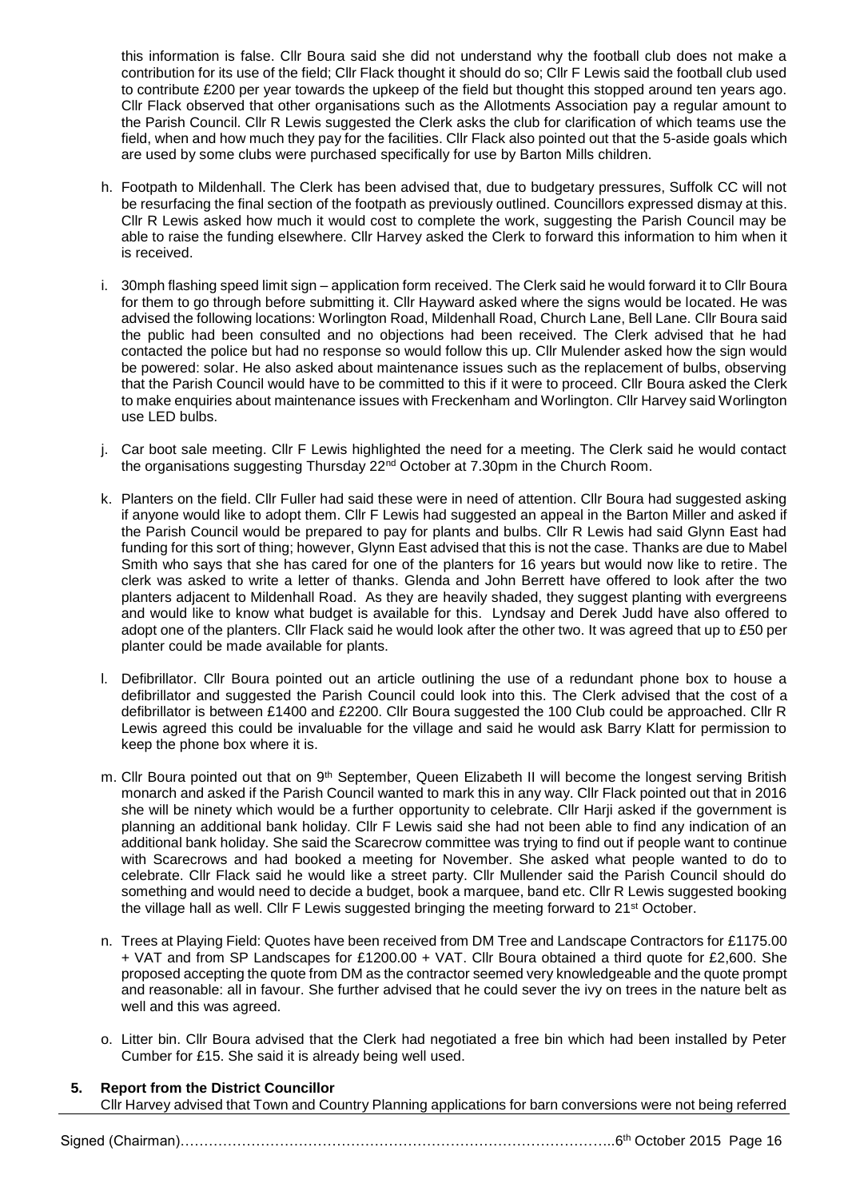this information is false. Cllr Boura said she did not understand why the football club does not make a contribution for its use of the field; Cllr Flack thought it should do so; Cllr F Lewis said the football club used to contribute £200 per year towards the upkeep of the field but thought this stopped around ten years ago. Cllr Flack observed that other organisations such as the Allotments Association pay a regular amount to the Parish Council. Cllr R Lewis suggested the Clerk asks the club for clarification of which teams use the field, when and how much they pay for the facilities. Cllr Flack also pointed out that the 5-aside goals which are used by some clubs were purchased specifically for use by Barton Mills children.

h. Footpath to Mildenhall. The Clerk has been advised that, due to budgetary pressures, Suffolk CC will not be resurfacing the final section of the footpath as previously outlined. Councillors expressed dismay at this. Cllr R Lewis asked how much it would cost to complete the work, suggesting the Parish Council may be able to raise the funding elsewhere. Cllr Harvey asked the Clerk to forward this information to him when it is received.

i. 30mph flashing speed limit sign – application form received. The Clerk said he would forward it to Cllr Boura for them to go through before submitting it. Cllr Hayward asked where the signs would be located. He was advised the following locations: Worlington Road, Mildenhall Road, Church Lane, Bell Lane. Cllr Boura said the public had been consulted and no objections had been received. The Clerk advised that he had contacted the police but had no response so would follow this up. Cllr Mulender asked how the sign would be powered: solar. He also asked about maintenance issues such as the replacement of bulbs, observing that the Parish Council would have to be committed to this if it were to proceed. Cllr Boura asked the Clerk to make enquiries about maintenance issues with Freckenham and Worlington. Cllr Harvey said Worlington use LED bulbs.

j. Car boot sale meeting. Cllr F Lewis highlighted the need for a meeting. The Clerk said he would contact the organisations suggesting Thursday 22nd October at 7.30pm in the Church Room.

k. Planters on the field. Cllr Fuller had said these were in need of attention. Cllr Boura had suggested asking if anyone would like to adopt them. Cllr F Lewis had suggested an appeal in the Barton Miller and asked if the Parish Council would be prepared to pay for plants and bulbs. Cllr R Lewis had said Glynn East had funding for this sort of thing; however, Glynn East advised that this is not the case. Thanks are due to Mabel Smith who says that she has cared for one of the planters for 16 years but would now like to retire. The clerk was asked to write a letter of thanks. Glenda and John Berrett have offered to look after the two planters adjacent to Mildenhall Road. As they are heavily shaded, they suggest planting with evergreens and would like to know what budget is available for this. Lyndsay and Derek Judd have also offered to adopt one of the planters. Cllr Flack said he would look after the other two. It was agreed that up to £50 per planter could be made available for plants.

l. Defibrillator. Cllr Boura pointed out an article outlining the use of a redundant phone box to house a defibrillator and suggested the Parish Council could look into this. The Clerk advised that the cost of a defibrillator is between £1400 and £2200. Cllr Boura suggested the 100 Club could be approached. Cllr R Lewis agreed this could be invaluable for the village and said he would ask Barry Klatt for permission to keep the phone box where it is.

m. Cllr Boura pointed out that on 9th September, Queen Elizabeth II will become the longest serving British monarch and asked if the Parish Council wanted to mark this in any way. Cllr Flack pointed out that in 2016 she will be ninety which would be a further opportunity to celebrate. Cllr Harji asked if the government is planning an additional bank holiday. Cllr F Lewis said she had not been able to find any indication of an additional bank holiday. She said the Scarecrow committee was trying to find out if people want to continue with Scarecrows and had booked a meeting for November. She asked what people wanted to do to celebrate. Cllr Flack said he would like a street party. Cllr Mullender said the Parish Council should do something and would need to decide a budget, book a marquee, band etc. Cllr R Lewis suggested booking the village hall as well. Cllr F Lewis suggested bringing the meeting forward to 21st October.

n. Trees at Playing Field: Quotes have been received from DM Tree and Landscape Contractors for £1175.00 + VAT and from SP Landscapes for £1200.00 + VAT. Cllr Boura obtained a third quote for £2,600. She proposed accepting the quote from DM as the contractor seemed very knowledgeable and the quote prompt and reasonable: all in favour. She further advised that he could sever the ivy on trees in the nature belt as well and this was agreed.

o. Litter bin. Cllr Boura advised that the Clerk had negotiated a free bin which had been installed by Peter Cumber for £15. She said it is already being well used.

**5. Report from the District Councillor**

Cllr Harvey advised that Town and Country Planning applications for barn conversions were not being referred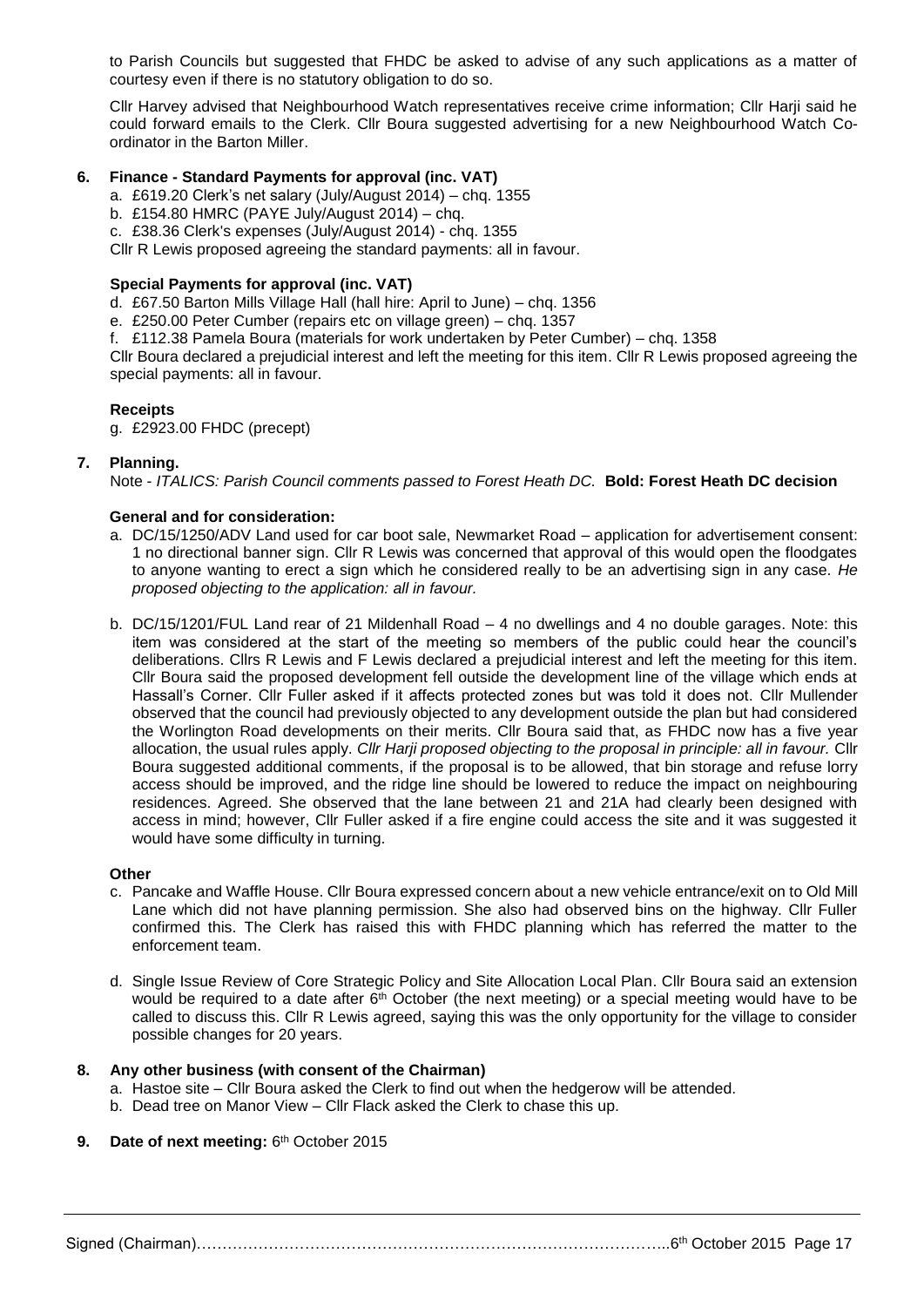to Parish Councils but suggested that FHDC be asked to advise of any such applications as a matter of courtesy even if there is no statutory obligation to do so.

Cllr Harvey advised that Neighbourhood Watch representatives receive crime information; Cllr Harji said he could forward emails to the Clerk. Cllr Boura suggested advertising for a new Neighbourhood Watch Co-ordinator in the Barton Miller.

**6. Finance - Standard Payments for approval (inc. VAT)**

a. £619.20 Clerk's net salary (July/August 2014) – chq. 1355
b. £154.80 HMRC (PAYE July/August 2014) – chq.
c. £38.36 Clerk's expenses (July/August 2014) - chq. 1355

Cllr R Lewis proposed agreeing the standard payments: all in favour.

**Special Payments for approval (inc. VAT)**

d. £67.50 Barton Mills Village Hall (hall hire: April to June) – chq. 1356
e. £250.00 Peter Cumber (repairs etc on village green) – chq. 1357
f. £112.38 Pamela Boura (materials for work undertaken by Peter Cumber) – chq. 1358

Cllr Boura declared a prejudicial interest and left the meeting for this item. Cllr R Lewis proposed agreeing the special payments: all in favour.

**Receipts**

g. £2923.00 FHDC (precept)

**7. Planning.**

Note - *ITALICS: Parish Council comments passed to Forest Heath DC.* **Bold: Forest Heath DC decision**

**General and for consideration:**

a. DC/15/1250/ADV Land used for car boot sale, Newmarket Road – application for advertisement consent: 1 no directional banner sign. Cllr R Lewis was concerned that approval of this would open the floodgates to anyone wanting to erect a sign which he considered really to be an advertising sign in any case. *He proposed objecting to the application: all in favour.*

b. DC/15/1201/FUL Land rear of 21 Mildenhall Road – 4 no dwellings and 4 no double garages. Note: this item was considered at the start of the meeting so members of the public could hear the council's deliberations. Cllrs R Lewis and F Lewis declared a prejudicial interest and left the meeting for this item. Cllr Boura said the proposed development fell outside the development line of the village which ends at Hassall's Corner. Cllr Fuller asked if it affects protected zones but was told it does not. Cllr Mullender observed that the council had previously objected to any development outside the plan but had considered the Worlington Road developments on their merits. Cllr Boura said that, as FHDC now has a five year allocation, the usual rules apply. *Cllr Harji proposed objecting to the proposal in principle: all in favour.* Cllr Boura suggested additional comments, if the proposal is to be allowed, that bin storage and refuse lorry access should be improved, and the ridge line should be lowered to reduce the impact on neighbouring residences. Agreed. She observed that the lane between 21 and 21A had clearly been designed with access in mind; however, Cllr Fuller asked if a fire engine could access the site and it was suggested it would have some difficulty in turning.

**Other**

c. Pancake and Waffle House. Cllr Boura expressed concern about a new vehicle entrance/exit on to Old Mill Lane which did not have planning permission. She also had observed bins on the highway. Cllr Fuller confirmed this. The Clerk has raised this with FHDC planning which has referred the matter to the enforcement team.

d. Single Issue Review of Core Strategic Policy and Site Allocation Local Plan. Cllr Boura said an extension would be required to a date after 6th October (the next meeting) or a special meeting would have to be called to discuss this. Cllr R Lewis agreed, saying this was the only opportunity for the village to consider possible changes for 20 years.

**8. Any other business (with consent of the Chairman)**

a. Hastoe site – Cllr Boura asked the Clerk to find out when the hedgerow will be attended.
b. Dead tree on Manor View – Cllr Flack asked the Clerk to chase this up.

**9. Date of next meeting:** 6th October 2015

Signed (Chairman)……………………………………………………………………………..6th October 2015